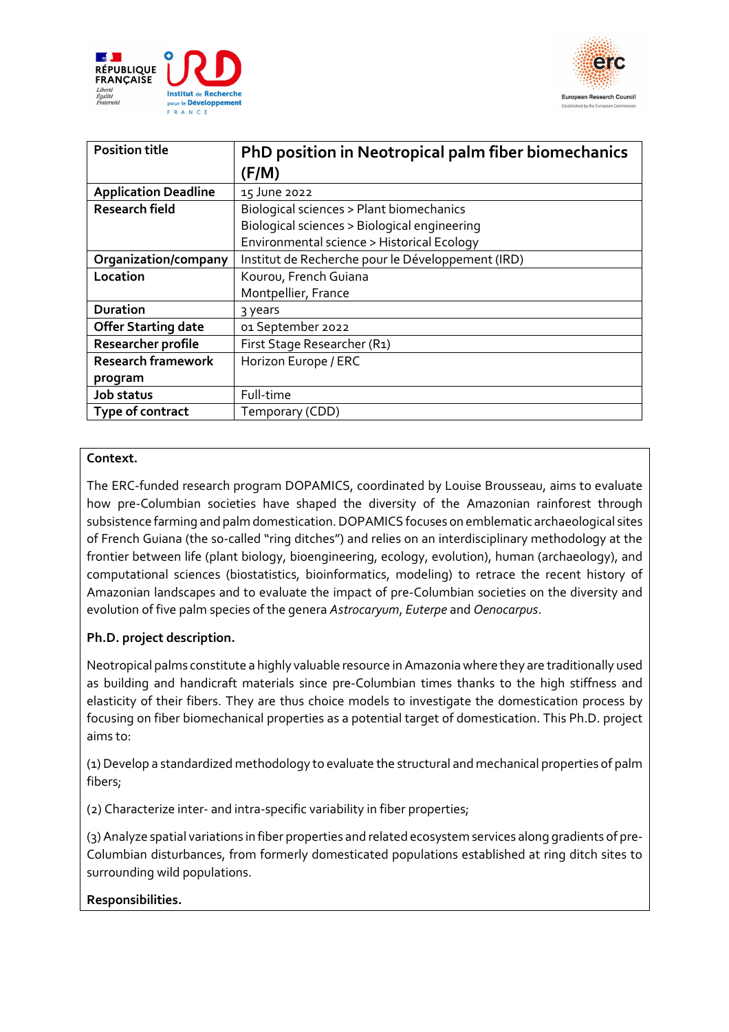| Position title | PhD position in Neotropical palm fiber biomechanics (F/M) |
| --- | --- |
| Application Deadline | 15 June 2022 |
| Research field | Biological sciences > Plant biomechanics<br>Biological sciences > Biological engineering<br>Environmental science > Historical Ecology |
| Organization/company | Institut de Recherche pour le Développement (IRD) |
| Location | Kourou, French Guiana<br>Montpellier, France |
| Duration | 3 years |
| Offer Starting date | 01 September 2022 |
| Researcher profile | First Stage Researcher (R1) |
| Research framework program | Horizon Europe / ERC |
| Job status | Full-time |
| Type of contract | Temporary (CDD) |

**Context.**

The ERC-funded research program DOPAMICS, coordinated by Louise Brousseau, aims to evaluate how pre-Columbian societies have shaped the diversity of the Amazonian rainforest through subsistence farming and palm domestication. DOPAMICS focuses on emblematic archaeological sites of French Guiana (the so-called "ring ditches") and relies on an interdisciplinary methodology at the frontier between life (plant biology, bioengineering, ecology, evolution), human (archaeology), and computational sciences (biostatistics, bioinformatics, modeling) to retrace the recent history of Amazonian landscapes and to evaluate the impact of pre-Columbian societies on the diversity and evolution of five palm species of the genera *Astrocaryum*, *Euterpe* and *Oenocarpus*.

**Ph.D. project description.**

Neotropical palms constitute a highly valuable resource in Amazonia where they are traditionally used as building and handicraft materials since pre-Columbian times thanks to the high stiffness and elasticity of their fibers. They are thus choice models to investigate the domestication process by focusing on fiber biomechanical properties as a potential target of domestication. This Ph.D. project aims to:

(1) Develop a standardized methodology to evaluate the structural and mechanical properties of palm fibers;

(2) Characterize inter- and intra-specific variability in fiber properties;

(3) Analyze spatial variations in fiber properties and related ecosystem services along gradients of pre-Columbian disturbances, from formerly domesticated populations established at ring ditch sites to surrounding wild populations.

**Responsibilities.**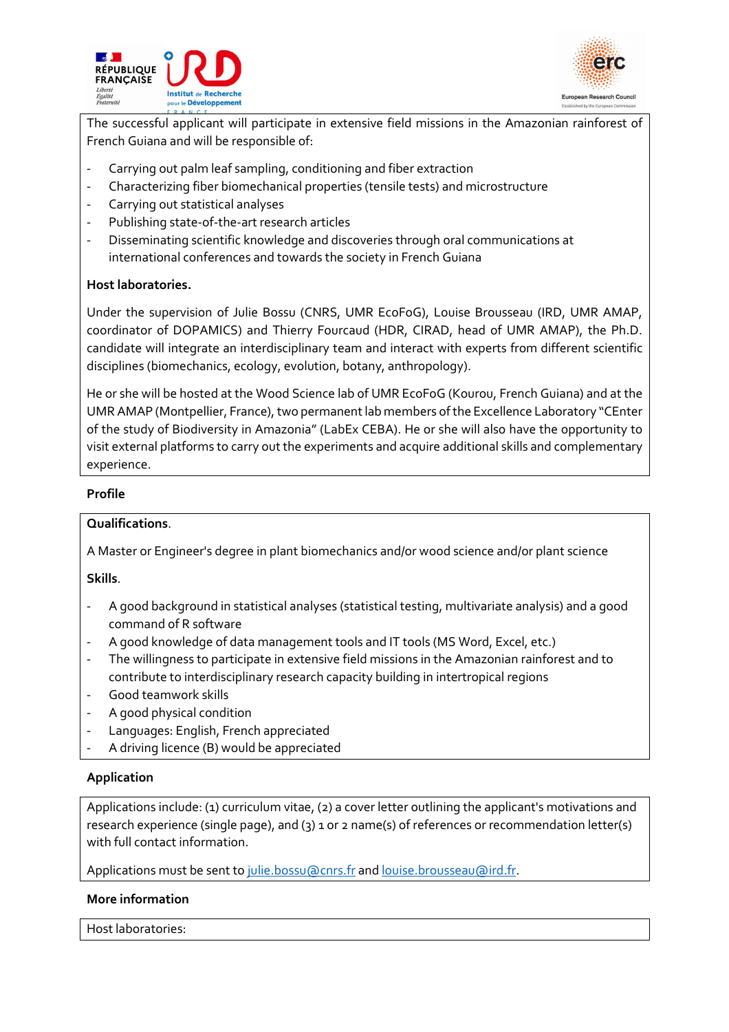The successful applicant will participate in extensive field missions in the Amazonian rainforest of French Guiana and will be responsible of:

- Carrying out palm leaf sampling, conditioning and fiber extraction
- Characterizing fiber biomechanical properties (tensile tests) and microstructure
- Carrying out statistical analyses
- Publishing state-of-the-art research articles
- Disseminating scientific knowledge and discoveries through oral communications at international conferences and towards the society in French Guiana

**Host laboratories.**

Under the supervision of Julie Bossu (CNRS, UMR EcoFoG), Louise Brousseau (IRD, UMR AMAP, coordinator of DOPAMICS) and Thierry Fourcaud (HDR, CIRAD, head of UMR AMAP), the Ph.D. candidate will integrate an interdisciplinary team and interact with experts from different scientific disciplines (biomechanics, ecology, evolution, botany, anthropology).

He or she will be hosted at the Wood Science lab of UMR EcoFoG (Kourou, French Guiana) and at the UMR AMAP (Montpellier, France), two permanent lab members of the Excellence Laboratory "CEnter of the study of Biodiversity in Amazonia" (LabEx CEBA). He or she will also have the opportunity to visit external platforms to carry out the experiments and acquire additional skills and complementary experience.

## Profile

**Qualifications**.

A Master or Engineer's degree in plant biomechanics and/or wood science and/or plant science

**Skills**.

- A good background in statistical analyses (statistical testing, multivariate analysis) and a good command of R software
- A good knowledge of data management tools and IT tools (MS Word, Excel, etc.)
- The willingness to participate in extensive field missions in the Amazonian rainforest and to contribute to interdisciplinary research capacity building in intertropical regions
- Good teamwork skills
- A good physical condition
- Languages: English, French appreciated
- A driving licence (B) would be appreciated

## Application

Applications include: (1) curriculum vitae, (2) a cover letter outlining the applicant's motivations and research experience (single page), and (3) 1 or 2 name(s) of references or recommendation letter(s) with full contact information.

Applications must be sent to julie.bossu@cnrs.fr and louise.brousseau@ird.fr.

## More information

Host laboratories: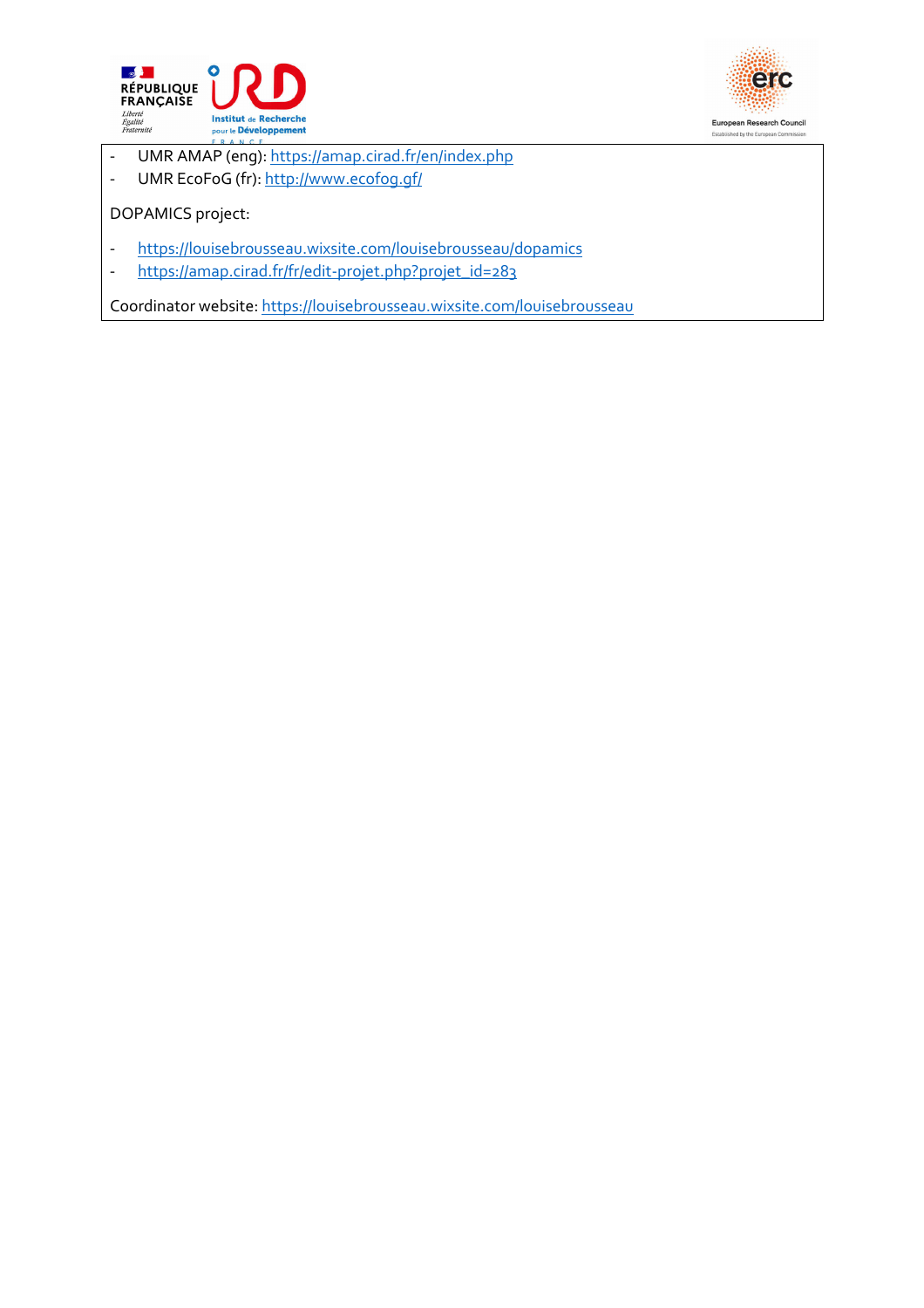- UMR AMAP (eng): https://amap.cirad.fr/en/index.php
- UMR EcoFoG (fr): http://www.ecofog.gf/

DOPAMICS project:

- https://louisebrousseau.wixsite.com/louisebrousseau/dopamics
- https://amap.cirad.fr/fr/edit-projet.php?projet_id=283

Coordinator website: https://louisebrousseau.wixsite.com/louisebrousseau